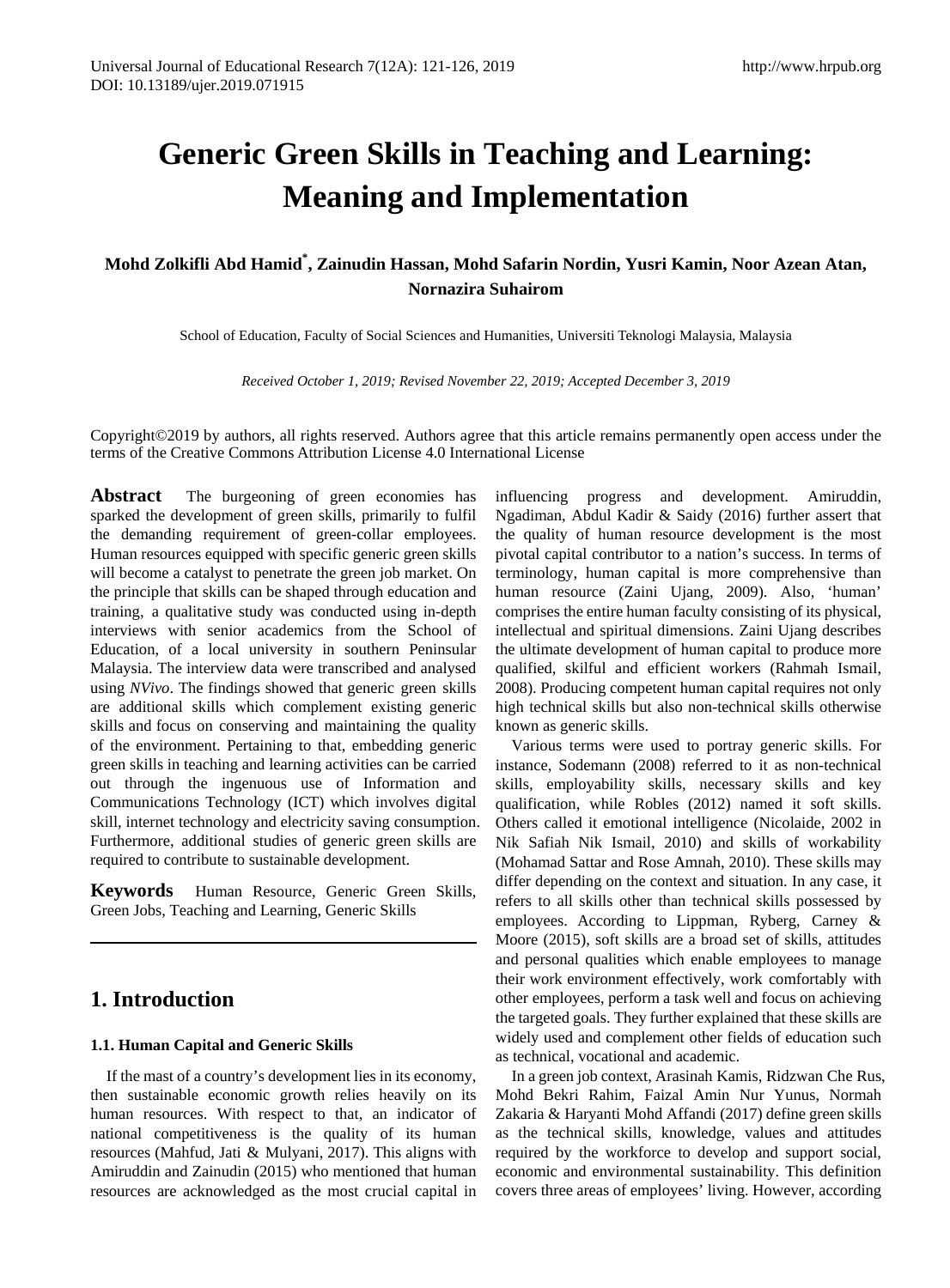# Generic Green Skills in Teaching and Learning: Meaning and Implementation

**Mohd Zolkifli Abd Hamid*, Zainudin Hassan, Mohd Safarin Nordin, Yusri Kamin, Noor Azean Atan, Nornazira Suhairom**

School of Education, Faculty of Social Sciences and Humanities, Universiti Teknologi Malaysia, Malaysia

*Received October 1, 2019; Revised November 22, 2019; Accepted December 3, 2019*

Copyright©2019 by authors, all rights reserved. Authors agree that this article remains permanently open access under the terms of the Creative Commons Attribution License 4.0 International License

**Abstract** The burgeoning of green economies has sparked the development of green skills, primarily to fulfil the demanding requirement of green-collar employees. Human resources equipped with specific generic green skills will become a catalyst to penetrate the green job market. On the principle that skills can be shaped through education and training, a qualitative study was conducted using in-depth interviews with senior academics from the School of Education, of a local university in southern Peninsular Malaysia. The interview data were transcribed and analysed using *NVivo*. The findings showed that generic green skills are additional skills which complement existing generic skills and focus on conserving and maintaining the quality of the environment. Pertaining to that, embedding generic green skills in teaching and learning activities can be carried out through the ingenuous use of Information and Communications Technology (ICT) which involves digital skill, internet technology and electricity saving consumption. Furthermore, additional studies of generic green skills are required to contribute to sustainable development.

**Keywords** Human Resource, Generic Green Skills, Green Jobs, Teaching and Learning, Generic Skills

## 1. Introduction

### 1.1. Human Capital and Generic Skills

If the mast of a country's development lies in its economy, then sustainable economic growth relies heavily on its human resources. With respect to that, an indicator of national competitiveness is the quality of its human resources (Mahfud, Jati & Mulyani, 2017). This aligns with Amiruddin and Zainudin (2015) who mentioned that human resources are acknowledged as the most crucial capital in influencing progress and development. Amiruddin, Ngadiman, Abdul Kadir & Saidy (2016) further assert that the quality of human resource development is the most pivotal capital contributor to a nation's success. In terms of terminology, human capital is more comprehensive than human resource (Zaini Ujang, 2009). Also, 'human' comprises the entire human faculty consisting of its physical, intellectual and spiritual dimensions. Zaini Ujang describes the ultimate development of human capital to produce more qualified, skilful and efficient workers (Rahmah Ismail, 2008). Producing competent human capital requires not only high technical skills but also non-technical skills otherwise known as generic skills.

Various terms were used to portray generic skills. For instance, Sodemann (2008) referred to it as non-technical skills, employability skills, necessary skills and key qualification, while Robles (2012) named it soft skills. Others called it emotional intelligence (Nicolaide, 2002 in Nik Safiah Nik Ismail, 2010) and skills of workability (Mohamad Sattar and Rose Amnah, 2010). These skills may differ depending on the context and situation. In any case, it refers to all skills other than technical skills possessed by employees. According to Lippman, Ryberg, Carney & Moore (2015), soft skills are a broad set of skills, attitudes and personal qualities which enable employees to manage their work environment effectively, work comfortably with other employees, perform a task well and focus on achieving the targeted goals. They further explained that these skills are widely used and complement other fields of education such as technical, vocational and academic.

In a green job context, Arasinah Kamis, Ridzwan Che Rus, Mohd Bekri Rahim, Faizal Amin Nur Yunus, Normah Zakaria & Haryanti Mohd Affandi (2017) define green skills as the technical skills, knowledge, values and attitudes required by the workforce to develop and support social, economic and environmental sustainability. This definition covers three areas of employees' living. However, according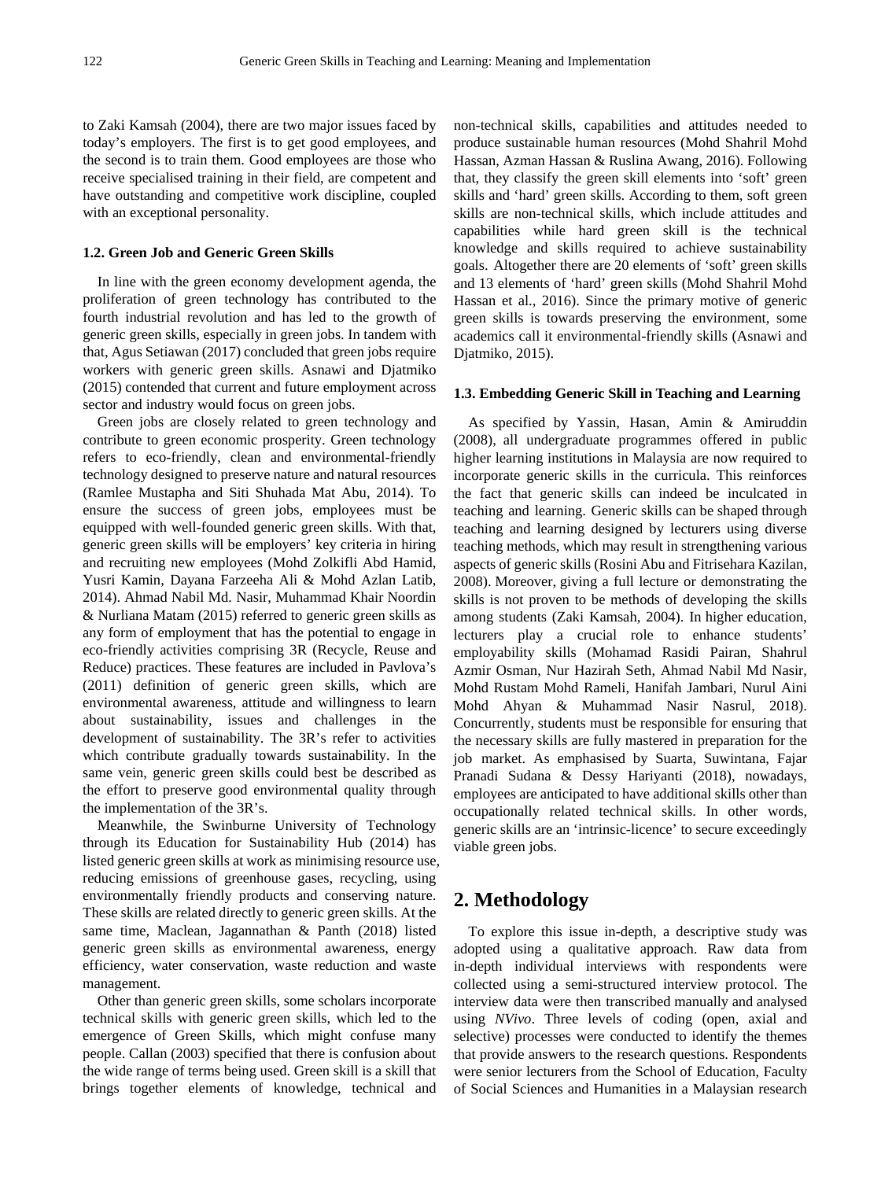to Zaki Kamsah (2004), there are two major issues faced by today's employers. The first is to get good employees, and the second is to train them. Good employees are those who receive specialised training in their field, are competent and have outstanding and competitive work discipline, coupled with an exceptional personality.

### 1.2. Green Job and Generic Green Skills

In line with the green economy development agenda, the proliferation of green technology has contributed to the fourth industrial revolution and has led to the growth of generic green skills, especially in green jobs. In tandem with that, Agus Setiawan (2017) concluded that green jobs require workers with generic green skills. Asnawi and Djatmiko (2015) contended that current and future employment across sector and industry would focus on green jobs.

Green jobs are closely related to green technology and contribute to green economic prosperity. Green technology refers to eco-friendly, clean and environmental-friendly technology designed to preserve nature and natural resources (Ramlee Mustapha and Siti Shuhada Mat Abu, 2014). To ensure the success of green jobs, employees must be equipped with well-founded generic green skills. With that, generic green skills will be employers' key criteria in hiring and recruiting new employees (Mohd Zolkifli Abd Hamid, Yusri Kamin, Dayana Farzeeha Ali & Mohd Azlan Latib, 2014). Ahmad Nabil Md. Nasir, Muhammad Khair Noordin & Nurliana Matam (2015) referred to generic green skills as any form of employment that has the potential to engage in eco-friendly activities comprising 3R (Recycle, Reuse and Reduce) practices. These features are included in Pavlova's (2011) definition of generic green skills, which are environmental awareness, attitude and willingness to learn about sustainability, issues and challenges in the development of sustainability. The 3R's refer to activities which contribute gradually towards sustainability. In the same vein, generic green skills could best be described as the effort to preserve good environmental quality through the implementation of the 3R's.

Meanwhile, the Swinburne University of Technology through its Education for Sustainability Hub (2014) has listed generic green skills at work as minimising resource use, reducing emissions of greenhouse gases, recycling, using environmentally friendly products and conserving nature. These skills are related directly to generic green skills. At the same time, Maclean, Jagannathan & Panth (2018) listed generic green skills as environmental awareness, energy efficiency, water conservation, waste reduction and waste management.

Other than generic green skills, some scholars incorporate technical skills with generic green skills, which led to the emergence of Green Skills, which might confuse many people. Callan (2003) specified that there is confusion about the wide range of terms being used. Green skill is a skill that brings together elements of knowledge, technical and non-technical skills, capabilities and attitudes needed to produce sustainable human resources (Mohd Shahril Mohd Hassan, Azman Hassan & Ruslina Awang, 2016). Following that, they classify the green skill elements into 'soft' green skills and 'hard' green skills. According to them, soft green skills are non-technical skills, which include attitudes and capabilities while hard green skill is the technical knowledge and skills required to achieve sustainability goals. Altogether there are 20 elements of 'soft' green skills and 13 elements of 'hard' green skills (Mohd Shahril Mohd Hassan et al., 2016). Since the primary motive of generic green skills is towards preserving the environment, some academics call it environmental-friendly skills (Asnawi and Djatmiko, 2015).

### 1.3. Embedding Generic Skill in Teaching and Learning

As specified by Yassin, Hasan, Amin & Amiruddin (2008), all undergraduate programmes offered in public higher learning institutions in Malaysia are now required to incorporate generic skills in the curricula. This reinforces the fact that generic skills can indeed be inculcated in teaching and learning. Generic skills can be shaped through teaching and learning designed by lecturers using diverse teaching methods, which may result in strengthening various aspects of generic skills (Rosini Abu and Fitrisehara Kazilan, 2008). Moreover, giving a full lecture or demonstrating the skills is not proven to be methods of developing the skills among students (Zaki Kamsah, 2004). In higher education, lecturers play a crucial role to enhance students' employability skills (Mohamad Rasidi Pairan, Shahrul Azmir Osman, Nur Hazirah Seth, Ahmad Nabil Md Nasir, Mohd Rustam Mohd Rameli, Hanifah Jambari, Nurul Aini Mohd Ahyan & Muhammad Nasir Nasrul, 2018). Concurrently, students must be responsible for ensuring that the necessary skills are fully mastered in preparation for the job market. As emphasised by Suarta, Suwintana, Fajar Pranadi Sudana & Dessy Hariyanti (2018), nowadays, employees are anticipated to have additional skills other than occupationally related technical skills. In other words, generic skills are an 'intrinsic-licence' to secure exceedingly viable green jobs.

## 2. Methodology

To explore this issue in-depth, a descriptive study was adopted using a qualitative approach. Raw data from in-depth individual interviews with respondents were collected using a semi-structured interview protocol. The interview data were then transcribed manually and analysed using *NVivo*. Three levels of coding (open, axial and selective) processes were conducted to identify the themes that provide answers to the research questions. Respondents were senior lecturers from the School of Education, Faculty of Social Sciences and Humanities in a Malaysian research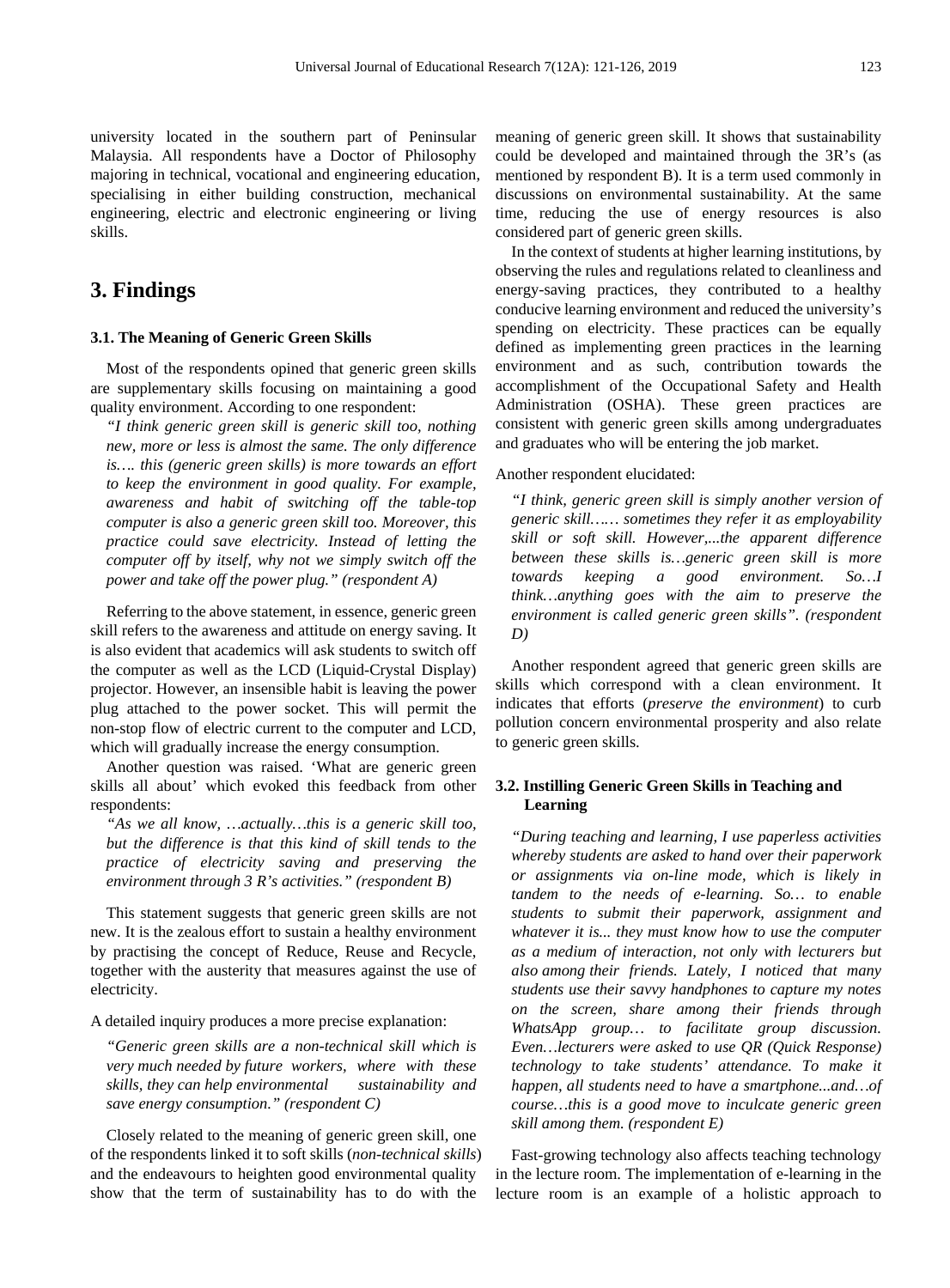university located in the southern part of Peninsular Malaysia. All respondents have a Doctor of Philosophy majoring in technical, vocational and engineering education, specialising in either building construction, mechanical engineering, electric and electronic engineering or living skills.

# 3. Findings

### 3.1. The Meaning of Generic Green Skills

Most of the respondents opined that generic green skills are supplementary skills focusing on maintaining a good quality environment. According to one respondent:

> *"I think generic green skill is generic skill too, nothing new, more or less is almost the same. The only difference is…. this (generic green skills) is more towards an effort to keep the environment in good quality. For example, awareness and habit of switching off the table-top computer is also a generic green skill too. Moreover, this practice could save electricity. Instead of letting the computer off by itself, why not we simply switch off the power and take off the power plug." (respondent A)*

Referring to the above statement, in essence, generic green skill refers to the awareness and attitude on energy saving. It is also evident that academics will ask students to switch off the computer as well as the LCD (Liquid-Crystal Display) projector. However, an insensible habit is leaving the power plug attached to the power socket. This will permit the non-stop flow of electric current to the computer and LCD, which will gradually increase the energy consumption.

Another question was raised. 'What are generic green skills all about' which evoked this feedback from other respondents:

> *"As we all know, …actually…this is a generic skill too, but the difference is that this kind of skill tends to the practice of electricity saving and preserving the environment through 3 R's activities." (respondent B)*

This statement suggests that generic green skills are not new. It is the zealous effort to sustain a healthy environment by practising the concept of Reduce, Reuse and Recycle, together with the austerity that measures against the use of electricity.

A detailed inquiry produces a more precise explanation:

> *"Generic green skills are a non-technical skill which is very much needed by future workers, where with these skills, they can help environmental sustainability and save energy consumption." (respondent C)*

Closely related to the meaning of generic green skill, one of the respondents linked it to soft skills (*non-technical skills*) and the endeavours to heighten good environmental quality show that the term of sustainability has to do with the meaning of generic green skill. It shows that sustainability could be developed and maintained through the 3R's (as mentioned by respondent B). It is a term used commonly in discussions on environmental sustainability. At the same time, reducing the use of energy resources is also considered part of generic green skills.

In the context of students at higher learning institutions, by observing the rules and regulations related to cleanliness and energy-saving practices, they contributed to a healthy conducive learning environment and reduced the university's spending on electricity. These practices can be equally defined as implementing green practices in the learning environment and as such, contribution towards the accomplishment of the Occupational Safety and Health Administration (OSHA). These green practices are consistent with generic green skills among undergraduates and graduates who will be entering the job market.

Another respondent elucidated:

> *"I think, generic green skill is simply another version of generic skill…… sometimes they refer it as employability skill or soft skill. However,...the apparent difference between these skills is…generic green skill is more towards keeping a good environment. So…I think…anything goes with the aim to preserve the environment is called generic green skills". (respondent D)*

Another respondent agreed that generic green skills are skills which correspond with a clean environment. It indicates that efforts (*preserve the environment*) to curb pollution concern environmental prosperity and also relate to generic green skills.

### 3.2. Instilling Generic Green Skills in Teaching and Learning

> *"During teaching and learning, I use paperless activities whereby students are asked to hand over their paperwork or assignments via on-line mode, which is likely in tandem to the needs of e-learning. So… to enable students to submit their paperwork, assignment and whatever it is... they must know how to use the computer as a medium of interaction, not only with lecturers but also among their friends. Lately, I noticed that many students use their savvy handphones to capture my notes on the screen, share among their friends through WhatsApp group… to facilitate group discussion. Even…lecturers were asked to use QR (Quick Response) technology to take students' attendance. To make it happen, all students need to have a smartphone...and…of course…this is a good move to inculcate generic green skill among them. (respondent E)*

Fast-growing technology also affects teaching technology in the lecture room. The implementation of e-learning in the lecture room is an example of a holistic approach to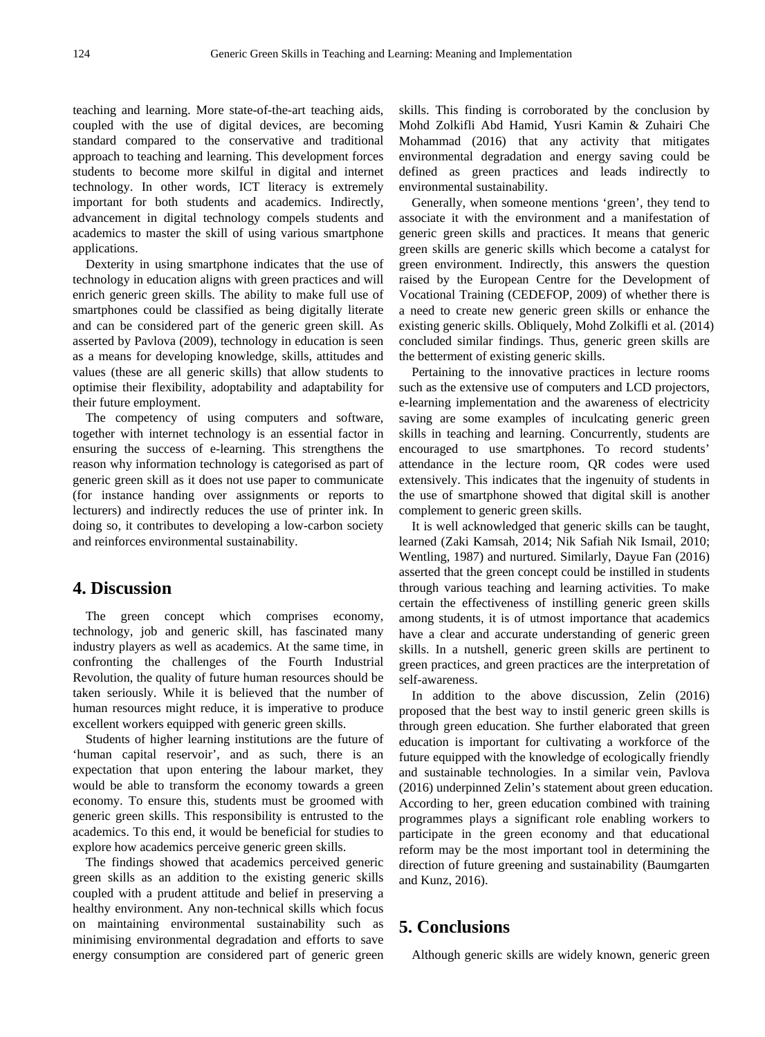teaching and learning. More state-of-the-art teaching aids, coupled with the use of digital devices, are becoming standard compared to the conservative and traditional approach to teaching and learning. This development forces students to become more skilful in digital and internet technology. In other words, ICT literacy is extremely important for both students and academics. Indirectly, advancement in digital technology compels students and academics to master the skill of using various smartphone applications.

Dexterity in using smartphone indicates that the use of technology in education aligns with green practices and will enrich generic green skills. The ability to make full use of smartphones could be classified as being digitally literate and can be considered part of the generic green skill. As asserted by Pavlova (2009), technology in education is seen as a means for developing knowledge, skills, attitudes and values (these are all generic skills) that allow students to optimise their flexibility, adoptability and adaptability for their future employment.

The competency of using computers and software, together with internet technology is an essential factor in ensuring the success of e-learning. This strengthens the reason why information technology is categorised as part of generic green skill as it does not use paper to communicate (for instance handing over assignments or reports to lecturers) and indirectly reduces the use of printer ink. In doing so, it contributes to developing a low-carbon society and reinforces environmental sustainability.

## 4. Discussion

The green concept which comprises economy, technology, job and generic skill, has fascinated many industry players as well as academics. At the same time, in confronting the challenges of the Fourth Industrial Revolution, the quality of future human resources should be taken seriously. While it is believed that the number of human resources might reduce, it is imperative to produce excellent workers equipped with generic green skills.

Students of higher learning institutions are the future of 'human capital reservoir', and as such, there is an expectation that upon entering the labour market, they would be able to transform the economy towards a green economy. To ensure this, students must be groomed with generic green skills. This responsibility is entrusted to the academics. To this end, it would be beneficial for studies to explore how academics perceive generic green skills.

The findings showed that academics perceived generic green skills as an addition to the existing generic skills coupled with a prudent attitude and belief in preserving a healthy environment. Any non-technical skills which focus on maintaining environmental sustainability such as minimising environmental degradation and efforts to save energy consumption are considered part of generic green skills. This finding is corroborated by the conclusion by Mohd Zolkifli Abd Hamid, Yusri Kamin & Zuhairi Che Mohammad (2016) that any activity that mitigates environmental degradation and energy saving could be defined as green practices and leads indirectly to environmental sustainability.

Generally, when someone mentions 'green', they tend to associate it with the environment and a manifestation of generic green skills and practices. It means that generic green skills are generic skills which become a catalyst for green environment. Indirectly, this answers the question raised by the European Centre for the Development of Vocational Training (CEDEFOP, 2009) of whether there is a need to create new generic green skills or enhance the existing generic skills. Obliquely, Mohd Zolkifli et al. (2014) concluded similar findings. Thus, generic green skills are the betterment of existing generic skills.

Pertaining to the innovative practices in lecture rooms such as the extensive use of computers and LCD projectors, e-learning implementation and the awareness of electricity saving are some examples of inculcating generic green skills in teaching and learning. Concurrently, students are encouraged to use smartphones. To record students' attendance in the lecture room, QR codes were used extensively. This indicates that the ingenuity of students in the use of smartphone showed that digital skill is another complement to generic green skills.

It is well acknowledged that generic skills can be taught, learned (Zaki Kamsah, 2014; Nik Safiah Nik Ismail, 2010; Wentling, 1987) and nurtured. Similarly, Dayue Fan (2016) asserted that the green concept could be instilled in students through various teaching and learning activities. To make certain the effectiveness of instilling generic green skills among students, it is of utmost importance that academics have a clear and accurate understanding of generic green skills. In a nutshell, generic green skills are pertinent to green practices, and green practices are the interpretation of self-awareness.

In addition to the above discussion, Zelin (2016) proposed that the best way to instil generic green skills is through green education. She further elaborated that green education is important for cultivating a workforce of the future equipped with the knowledge of ecologically friendly and sustainable technologies. In a similar vein, Pavlova (2016) underpinned Zelin's statement about green education. According to her, green education combined with training programmes plays a significant role enabling workers to participate in the green economy and that educational reform may be the most important tool in determining the direction of future greening and sustainability (Baumgarten and Kunz, 2016).

## 5. Conclusions

Although generic skills are widely known, generic green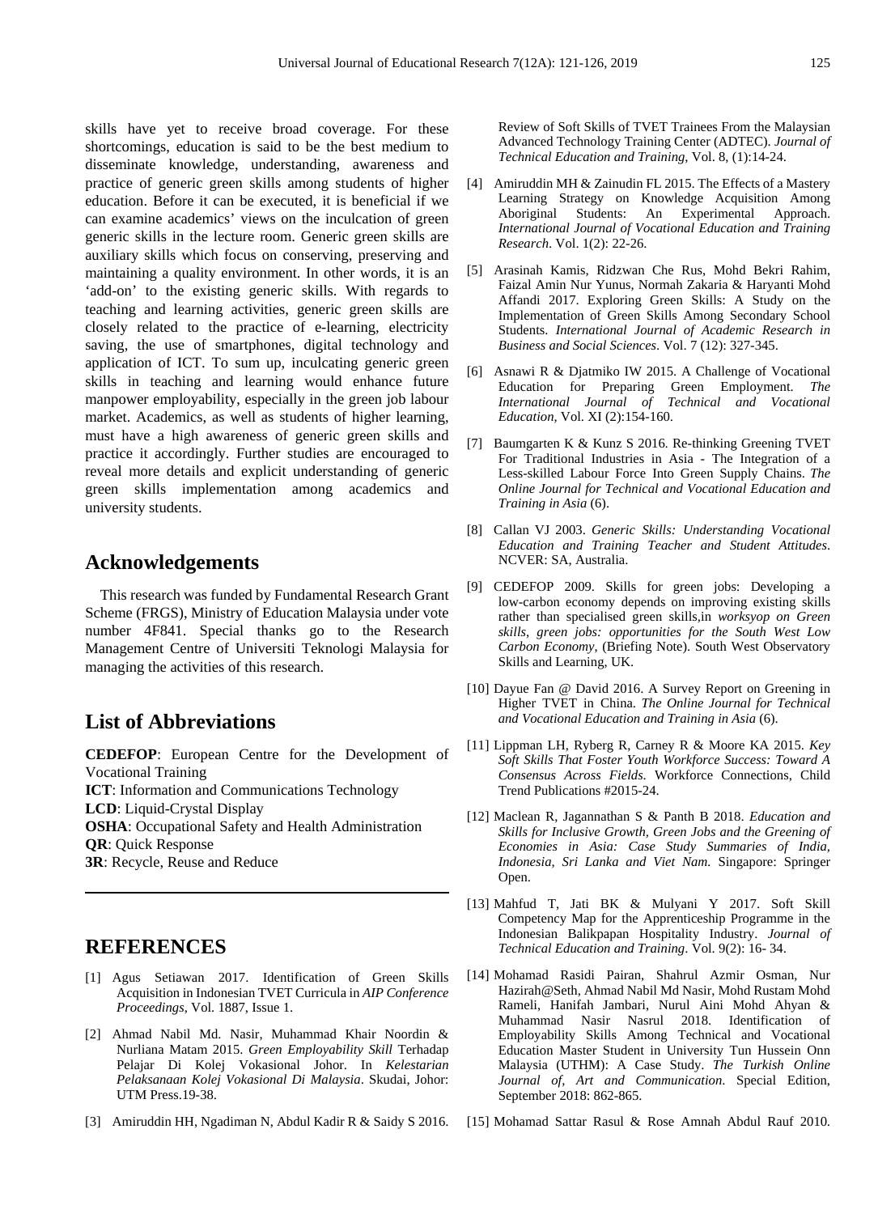skills have yet to receive broad coverage. For these shortcomings, education is said to be the best medium to disseminate knowledge, understanding, awareness and practice of generic green skills among students of higher education. Before it can be executed, it is beneficial if we can examine academics' views on the inculcation of green generic skills in the lecture room. Generic green skills are auxiliary skills which focus on conserving, preserving and maintaining a quality environment. In other words, it is an 'add-on' to the existing generic skills. With regards to teaching and learning activities, generic green skills are closely related to the practice of e-learning, electricity saving, the use of smartphones, digital technology and application of ICT. To sum up, inculcating generic green skills in teaching and learning would enhance future manpower employability, especially in the green job labour market. Academics, as well as students of higher learning, must have a high awareness of generic green skills and practice it accordingly. Further studies are encouraged to reveal more details and explicit understanding of generic green skills implementation among academics and university students.

## Acknowledgements

This research was funded by Fundamental Research Grant Scheme (FRGS), Ministry of Education Malaysia under vote number 4F841. Special thanks go to the Research Management Centre of Universiti Teknologi Malaysia for managing the activities of this research.

## List of Abbreviations

**CEDEFOP**: European Centre for the Development of Vocational Training
**ICT**: Information and Communications Technology
**LCD**: Liquid-Crystal Display
**OSHA**: Occupational Safety and Health Administration
**QR**: Quick Response
**3R**: Recycle, Reuse and Reduce

---

## REFERENCES

[1] Agus Setiawan 2017. Identification of Green Skills Acquisition in Indonesian TVET Curricula in *AIP Conference Proceedings*, Vol. 1887, Issue 1.

[2] Ahmad Nabil Md. Nasir, Muhammad Khair Noordin & Nurliana Matam 2015. *Green Employability Skill* Terhadap Pelajar Di Kolej Vokasional Johor. In *Kelestarian Pelaksanaan Kolej Vokasional Di Malaysia*. Skudai, Johor: UTM Press.19-38.

[3] Amiruddin HH, Ngadiman N, Abdul Kadir R & Saidy S 2016. Review of Soft Skills of TVET Trainees From the Malaysian Advanced Technology Training Center (ADTEC). *Journal of Technical Education and Training*, Vol. 8, (1):14-24.

[4] Amiruddin MH & Zainudin FL 2015. The Effects of a Mastery Learning Strategy on Knowledge Acquisition Among Aboriginal Students: An Experimental Approach. *International Journal of Vocational Education and Training Research*. Vol. 1(2): 22-26.

[5] Arasinah Kamis, Ridzwan Che Rus, Mohd Bekri Rahim, Faizal Amin Nur Yunus, Normah Zakaria & Haryanti Mohd Affandi 2017. Exploring Green Skills: A Study on the Implementation of Green Skills Among Secondary School Students. *International Journal of Academic Research in Business and Social Sciences*. Vol. 7 (12): 327-345.

[6] Asnawi R & Djatmiko IW 2015. A Challenge of Vocational Education for Preparing Green Employment. *The International Journal of Technical and Vocational Education*, Vol. XI (2):154-160.

[7] Baumgarten K & Kunz S 2016. Re-thinking Greening TVET For Traditional Industries in Asia - The Integration of a Less-skilled Labour Force Into Green Supply Chains. *The Online Journal for Technical and Vocational Education and Training in Asia* (6).

[8] Callan VJ 2003. *Generic Skills: Understanding Vocational Education and Training Teacher and Student Attitudes*. NCVER: SA, Australia.

[9] CEDEFOP 2009. Skills for green jobs: Developing a low-carbon economy depends on improving existing skills rather than specialised green skills,in *worksyop on Green skills, green jobs: opportunities for the South West Low Carbon Economy*, (Briefing Note). South West Observatory Skills and Learning, UK.

[10] Dayue Fan @ David 2016. A Survey Report on Greening in Higher TVET in China. *The Online Journal for Technical and Vocational Education and Training in Asia* (6).

[11] Lippman LH, Ryberg R, Carney R & Moore KA 2015. *Key Soft Skills That Foster Youth Workforce Success: Toward A Consensus Across Fields*. Workforce Connections, Child Trend Publications #2015-24.

[12] Maclean R, Jagannathan S & Panth B 2018. *Education and Skills for Inclusive Growth, Green Jobs and the Greening of Economies in Asia: Case Study Summaries of India, Indonesia, Sri Lanka and Viet Nam*. Singapore: Springer Open.

[13] Mahfud T, Jati BK & Mulyani Y 2017. Soft Skill Competency Map for the Apprenticeship Programme in the Indonesian Balikpapan Hospitality Industry. *Journal of Technical Education and Training*. Vol. 9(2): 16- 34.

[14] Mohamad Rasidi Pairan, Shahrul Azmir Osman, Nur Hazirah@Seth, Ahmad Nabil Md Nasir, Mohd Rustam Mohd Rameli, Hanifah Jambari, Nurul Aini Mohd Ahyan & Muhammad Nasir Nasrul 2018. Identification of Employability Skills Among Technical and Vocational Education Master Student in University Tun Hussein Onn Malaysia (UTHM): A Case Study. *The Turkish Online Journal of, Art and Communication*. Special Edition, September 2018: 862-865.

[15] Mohamad Sattar Rasul & Rose Amnah Abdul Rauf 2010.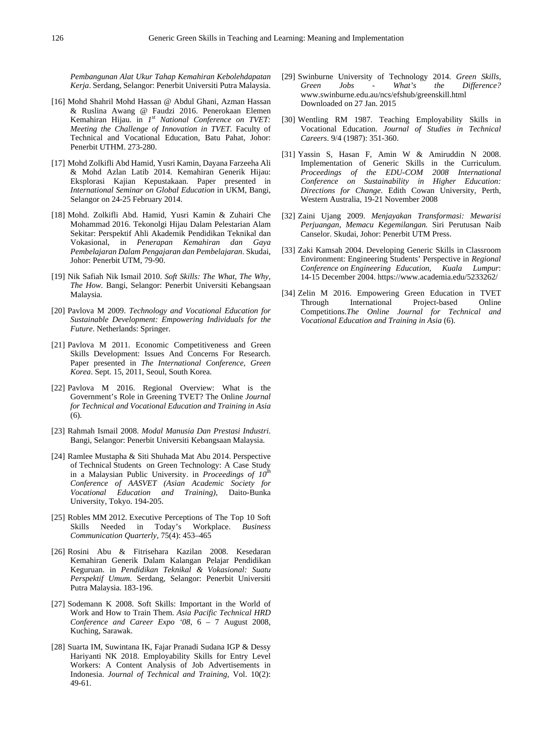*Pembangunan Alat Ukur Tahap Kemahiran Kebolehdapatan Kerja*. Serdang, Selangor: Penerbit Universiti Putra Malaysia.

[16] Mohd Shahril Mohd Hassan @ Abdul Ghani, Azman Hassan & Ruslina Awang @ Faudzi 2016. Penerokaan Elemen Kemahiran Hijau. in *1st National Conference on TVET: Meeting the Challenge of Innovation in TVET*. Faculty of Technical and Vocational Education, Batu Pahat, Johor: Penerbit UTHM. 273-280.

[17] Mohd Zolkifli Abd Hamid, Yusri Kamin, Dayana Farzeeha Ali & Mohd Azlan Latib 2014. Kemahiran Generik Hijau: Eksplorasi Kajian Kepustakaan. Paper presented in *International Seminar on Global Education* in UKM, Bangi, Selangor on 24-25 February 2014.

[18] Mohd. Zolkifli Abd. Hamid, Yusri Kamin & Zuhairi Che Mohammad 2016. Tekonolgi Hijau Dalam Pelestarian Alam Sekitar: Perspektif Ahli Akademik Pendidikan Teknikal dan Vokasional, in *Penerapan Kemahiran dan Gaya Pembelajaran Dalam Pengajaran dan Pembelajaran*. Skudai, Johor: Penerbit UTM, 79-90.

[19] Nik Safiah Nik Ismail 2010. *Soft Skills: The What, The Why, The How*. Bangi, Selangor: Penerbit Universiti Kebangsaan Malaysia.

[20] Pavlova M 2009. *Technology and Vocational Education for Sustainable Development: Empowering Individuals for the Future*. Netherlands: Springer.

[21] Pavlova M 2011. Economic Competitiveness and Green Skills Development: Issues And Concerns For Research. Paper presented in *The International Conference, Green Korea*. Sept. 15, 2011, Seoul, South Korea.

[22] Pavlova M 2016. Regional Overview: What is the Government's Role in Greening TVET? The Online *Journal for Technical and Vocational Education and Training in Asia* (6).

[23] Rahmah Ismail 2008. *Modal Manusia Dan Prestasi Industri*. Bangi, Selangor: Penerbit Universiti Kebangsaan Malaysia.

[24] Ramlee Mustapha & Siti Shuhada Mat Abu 2014. Perspective of Technical Students on Green Technology: A Case Study in a Malaysian Public University. in *Proceedings of 10th Conference of AASVET (Asian Academic Society for Vocational Education and Training)*, Daito-Bunka University, Tokyo. 194-205.

[25] Robles MM 2012. Executive Perceptions of The Top 10 Soft Skills Needed in Today's Workplace. *Business Communication Quarterly*, 75(4): 453–465

[26] Rosini Abu & Fitrisehara Kazilan 2008. Kesedaran Kemahiran Generik Dalam Kalangan Pelajar Pendidikan Keguruan. in *Pendidikan Teknikal & Vokasional: Suatu Perspektif Umum*. Serdang, Selangor: Penerbit Universiti Putra Malaysia. 183-196.

[27] Sodemann K 2008. Soft Skills: Important in the World of Work and How to Train Them. *Asia Pacific Technical HRD Conference and Career Expo '08*, 6 – 7 August 2008, Kuching, Sarawak.

[28] Suarta IM, Suwintana IK, Fajar Pranadi Sudana IGP & Dessy Hariyanti NK 2018. Employability Skills for Entry Level Workers: A Content Analysis of Job Advertisements in Indonesia. *Journal of Technical and Training*, Vol. 10(2): 49-61.

[29] Swinburne University of Technology 2014. *Green Skills, Green Jobs - What's the Difference?* www.swinburne.edu.au/ncs/efshub/greenskill.html Downloaded on 27 Jan. 2015

[30] Wentling RM 1987. Teaching Employability Skills in Vocational Education. *Journal of Studies in Technical Careers*. 9/4 (1987): 351-360.

[31] Yassin S, Hasan F, Amin W & Amiruddin N 2008. Implementation of Generic Skills in the Curriculum. *Proceedings of the EDU-COM 2008 International Conference on Sustainability in Higher Education: Directions for Change*. Edith Cowan University, Perth, Western Australia, 19-21 November 2008

[32] Zaini Ujang 2009. *Menjayakan Transformasi: Mewarisi Perjuangan, Memacu Kegemilangan.* Siri Perutusan Naib Canselor. Skudai, Johor: Penerbit UTM Press.

[33] Zaki Kamsah 2004. Developing Generic Skills in Classroom Environment: Engineering Students' Perspective in *Regional Conference on Engineering Education, Kuala Lumpur*: 14-15 December 2004. https://www.academia.edu/5233262/

[34] Zelin M 2016. Empowering Green Education in TVET Through International Project-based Online Competitions.*The Online Journal for Technical and Vocational Education and Training in Asia* (6).